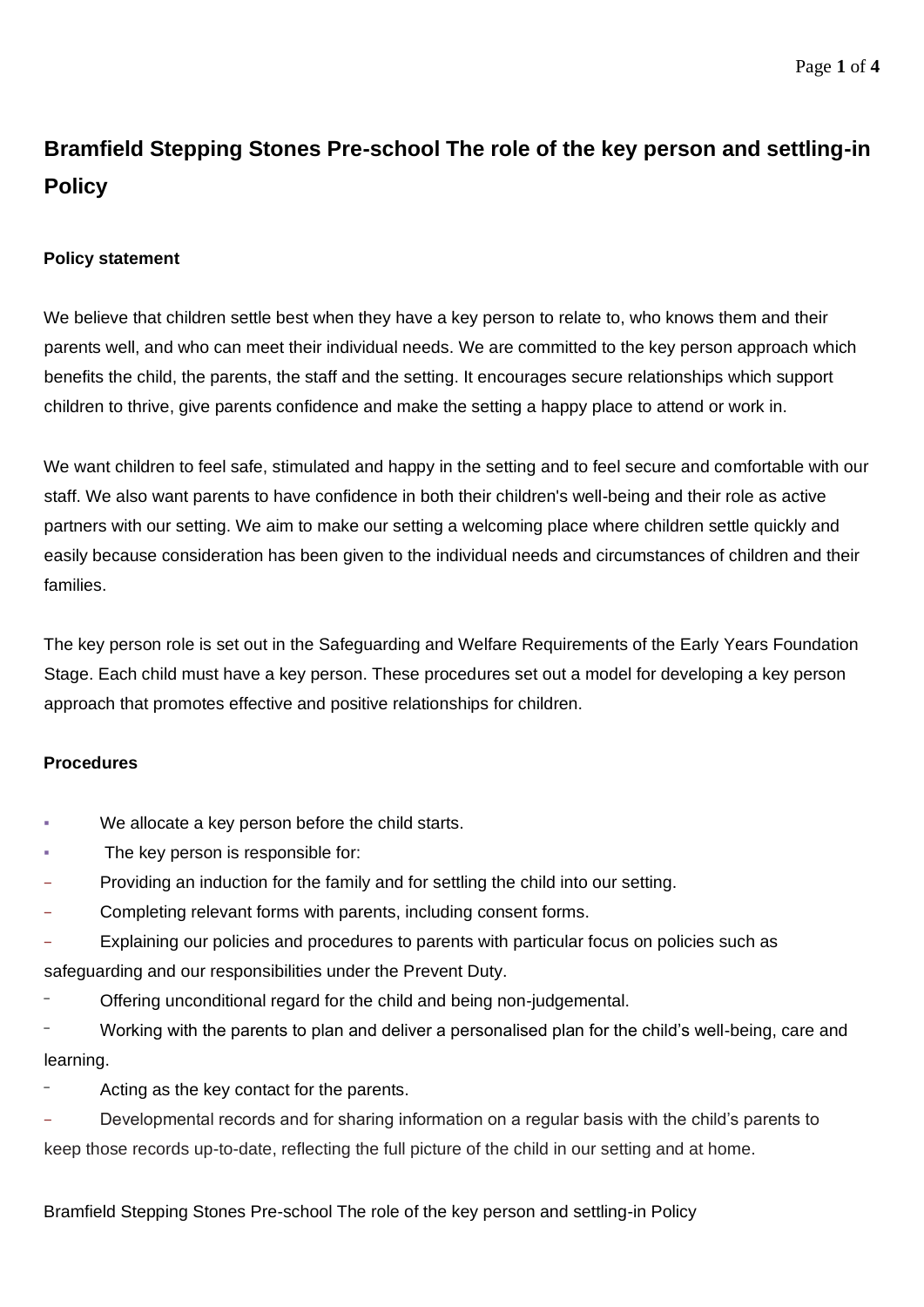# Bramfield Stepping Stones Pre-school The role of the key person and settling-in Policy

**Policy statement**

We believe that children settle best when they have a key person to relate to, who knows them and their parents well, and who can meet their individual needs. We are committed to the key person approach which benefits the child, the parents, the staff and the setting. It encourages secure relationships which support children to thrive, give parents confidence and make the setting a happy place to attend or work in.

We want children to feel safe, stimulated and happy in the setting and to feel secure and comfortable with our staff. We also want parents to have confidence in both their children's well-being and their role as active partners with our setting. We aim to make our setting a welcoming place where children settle quickly and easily because consideration has been given to the individual needs and circumstances of children and their families.

The key person role is set out in the Safeguarding and Welfare Requirements of the Early Years Foundation Stage. Each child must have a key person. These procedures set out a model for developing a key person approach that promotes effective and positive relationships for children.

**Procedures**

- We allocate a key person before the child starts.
- The key person is responsible for:
  - Providing an induction for the family and for settling the child into our setting.
  - Completing relevant forms with parents, including consent forms.
  - Explaining our policies and procedures to parents with particular focus on policies such as safeguarding and our responsibilities under the Prevent Duty.
  - Offering unconditional regard for the child and being non-judgemental.
  - Working with the parents to plan and deliver a personalised plan for the child's well-being, care and learning.
  - Acting as the key contact for the parents.
  - Developmental records and for sharing information on a regular basis with the child's parents to keep those records up-to-date, reflecting the full picture of the child in our setting and at home.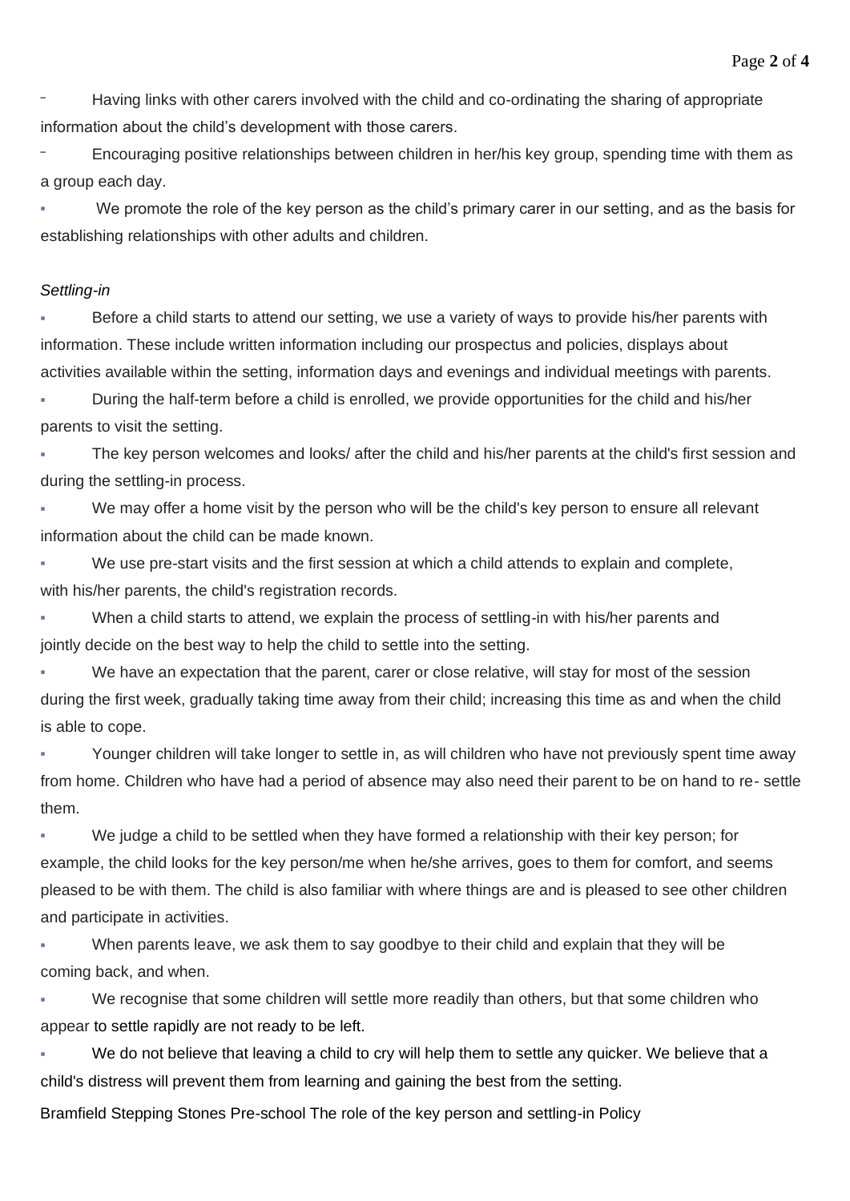- Having links with other carers involved with the child and co-ordinating the sharing of appropriate information about the child's development with those carers.
- Encouraging positive relationships between children in her/his key group, spending time with them as a group each day.

- We promote the role of the key person as the child's primary carer in our setting, and as the basis for establishing relationships with other adults and children.

*Settling-in*

- Before a child starts to attend our setting, we use a variety of ways to provide his/her parents with information. These include written information including our prospectus and policies, displays about activities available within the setting, information days and evenings and individual meetings with parents.
- During the half-term before a child is enrolled, we provide opportunities for the child and his/her parents to visit the setting.
- The key person welcomes and looks/ after the child and his/her parents at the child's first session and during the settling-in process.
- We may offer a home visit by the person who will be the child's key person to ensure all relevant information about the child can be made known.
- We use pre-start visits and the first session at which a child attends to explain and complete, with his/her parents, the child's registration records.
- When a child starts to attend, we explain the process of settling-in with his/her parents and jointly decide on the best way to help the child to settle into the setting.
- We have an expectation that the parent, carer or close relative, will stay for most of the session during the first week, gradually taking time away from their child; increasing this time as and when the child is able to cope.
- Younger children will take longer to settle in, as will children who have not previously spent time away from home. Children who have had a period of absence may also need their parent to be on hand to re- settle them.
- We judge a child to be settled when they have formed a relationship with their key person; for example, the child looks for the key person/me when he/she arrives, goes to them for comfort, and seems pleased to be with them. The child is also familiar with where things are and is pleased to see other children and participate in activities.
- When parents leave, we ask them to say goodbye to their child and explain that they will be coming back, and when.
- We recognise that some children will settle more readily than others, but that some children who appear to settle rapidly are not ready to be left.
- We do not believe that leaving a child to cry will help them to settle any quicker. We believe that a child's distress will prevent them from learning and gaining the best from the setting.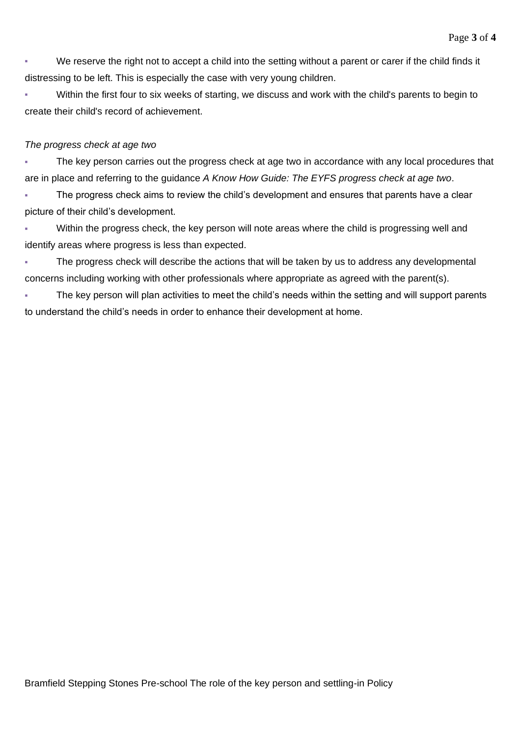- We reserve the right not to accept a child into the setting without a parent or carer if the child finds it distressing to be left. This is especially the case with very young children.
- Within the first four to six weeks of starting, we discuss and work with the child's parents to begin to create their child's record of achievement.

*The progress check at age two*

- The key person carries out the progress check at age two in accordance with any local procedures that are in place and referring to the guidance *A Know How Guide: The EYFS progress check at age two*.
- The progress check aims to review the child's development and ensures that parents have a clear picture of their child's development.
- Within the progress check, the key person will note areas where the child is progressing well and identify areas where progress is less than expected.
- The progress check will describe the actions that will be taken by us to address any developmental concerns including working with other professionals where appropriate as agreed with the parent(s).
- The key person will plan activities to meet the child's needs within the setting and will support parents to understand the child's needs in order to enhance their development at home.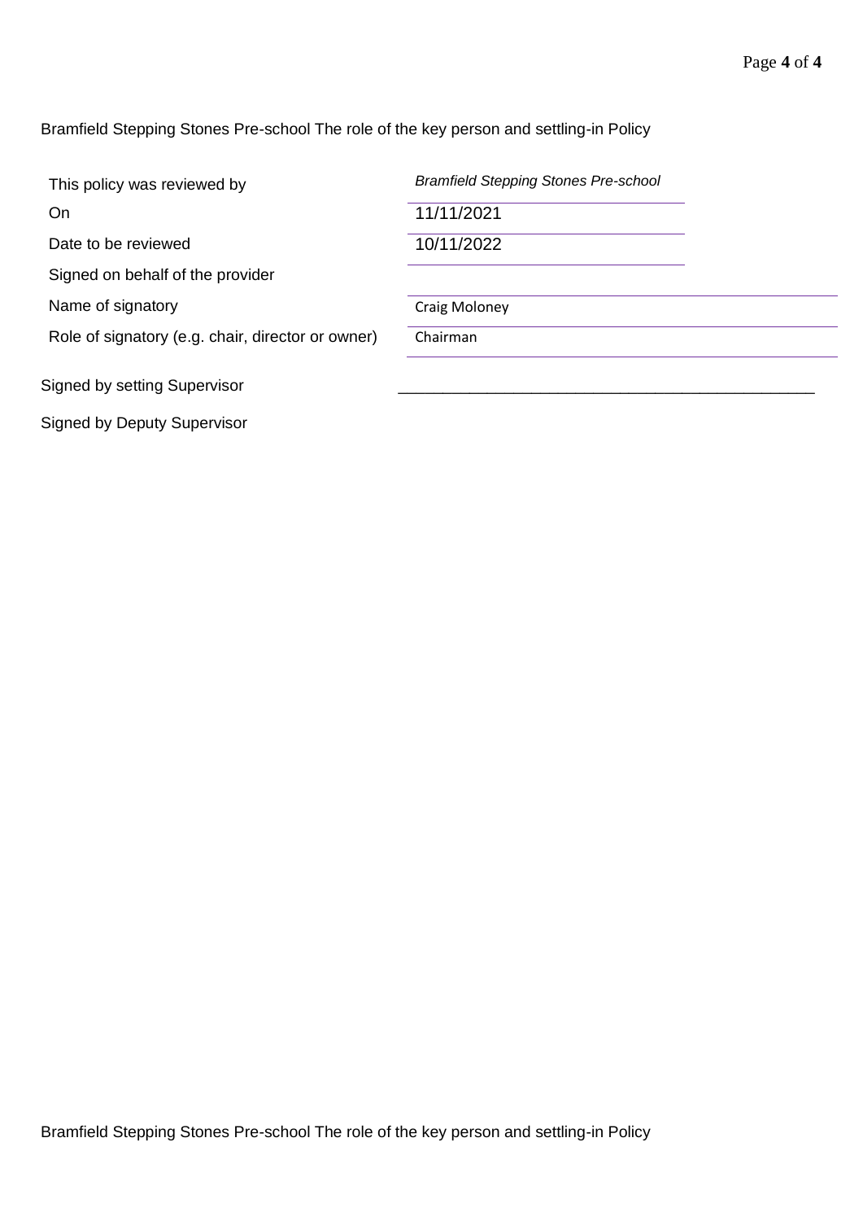Bramfield Stepping Stones Pre-school The role of the key person and settling-in Policy

| | |
|---|---|
| This policy was reviewed by | *Bramfield Stepping Stones Pre-school* |
| On | 11/11/2021 |
| Date to be reviewed | 10/11/2022 |
| Signed on behalf of the provider | |
| Name of signatory | Craig Moloney |
| Role of signatory (e.g. chair, director or owner) | Chairman |

Signed by setting Supervisor _______________________________________________

Signed by Deputy Supervisor